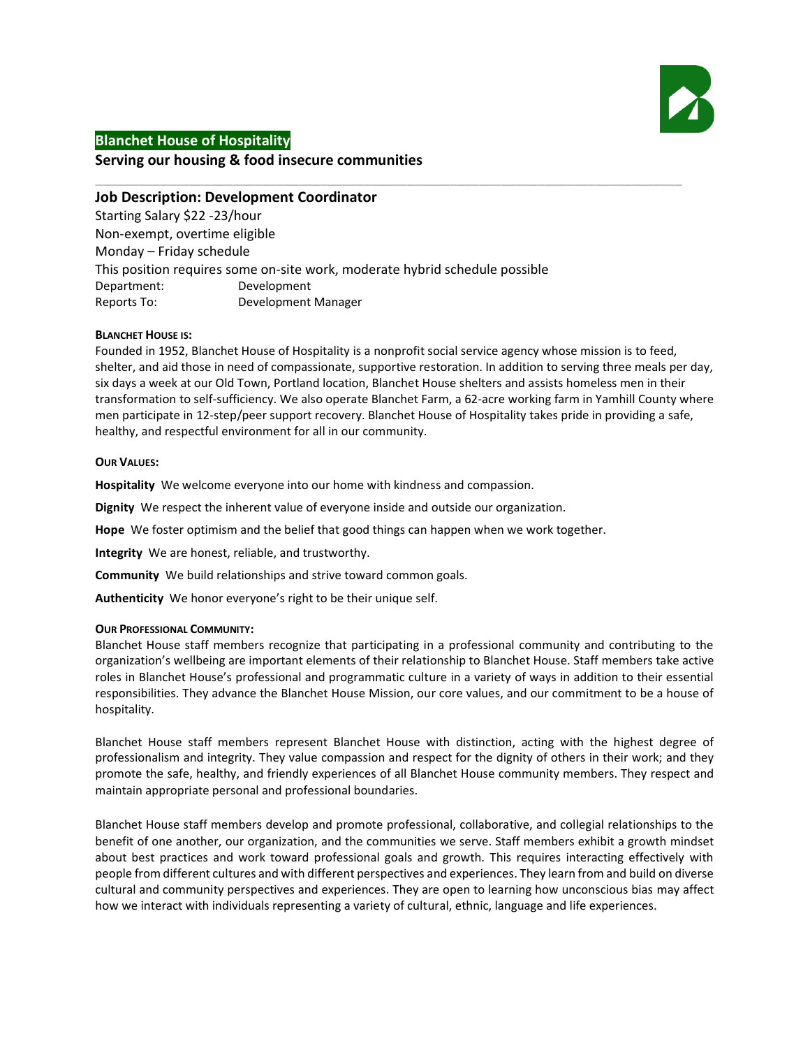**Blanchet House of Hospitality**

**Serving our housing & food insecure communities**

---

## Job Description: Development Coordinator

Starting Salary $22 -23/hour
Non-exempt, overtime eligible
Monday – Friday schedule
This position requires some on-site work, moderate hybrid schedule possible

Department: Development
Reports To: Development Manager

**BLANCHET HOUSE IS:**

Founded in 1952, Blanchet House of Hospitality is a nonprofit social service agency whose mission is to feed, shelter, and aid those in need of compassionate, supportive restoration. In addition to serving three meals per day, six days a week at our Old Town, Portland location, Blanchet House shelters and assists homeless men in their transformation to self-sufficiency. We also operate Blanchet Farm, a 62-acre working farm in Yamhill County where men participate in 12-step/peer support recovery. Blanchet House of Hospitality takes pride in providing a safe, healthy, and respectful environment for all in our community.

**OUR VALUES:**

**Hospitality** We welcome everyone into our home with kindness and compassion.

**Dignity** We respect the inherent value of everyone inside and outside our organization.

**Hope** We foster optimism and the belief that good things can happen when we work together.

**Integrity** We are honest, reliable, and trustworthy.

**Community** We build relationships and strive toward common goals.

**Authenticity** We honor everyone's right to be their unique self.

**OUR PROFESSIONAL COMMUNITY:**

Blanchet House staff members recognize that participating in a professional community and contributing to the organization's wellbeing are important elements of their relationship to Blanchet House. Staff members take active roles in Blanchet House's professional and programmatic culture in a variety of ways in addition to their essential responsibilities. They advance the Blanchet House Mission, our core values, and our commitment to be a house of hospitality.

Blanchet House staff members represent Blanchet House with distinction, acting with the highest degree of professionalism and integrity. They value compassion and respect for the dignity of others in their work; and they promote the safe, healthy, and friendly experiences of all Blanchet House community members. They respect and maintain appropriate personal and professional boundaries.

Blanchet House staff members develop and promote professional, collaborative, and collegial relationships to the benefit of one another, our organization, and the communities we serve. Staff members exhibit a growth mindset about best practices and work toward professional goals and growth. This requires interacting effectively with people from different cultures and with different perspectives and experiences. They learn from and build on diverse cultural and community perspectives and experiences. They are open to learning how unconscious bias may affect how we interact with individuals representing a variety of cultural, ethnic, language and life experiences.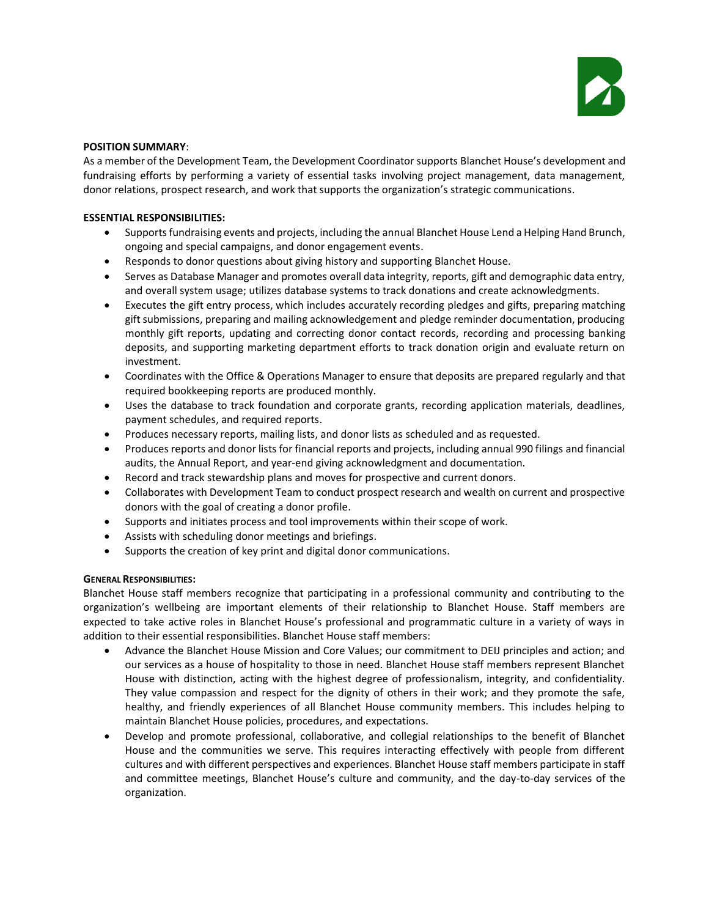**POSITION SUMMARY**:
As a member of the Development Team, the Development Coordinator supports Blanchet House's development and fundraising efforts by performing a variety of essential tasks involving project management, data management, donor relations, prospect research, and work that supports the organization's strategic communications.

**ESSENTIAL RESPONSIBILITIES:**

- Supports fundraising events and projects, including the annual Blanchet House Lend a Helping Hand Brunch, ongoing and special campaigns, and donor engagement events.
- Responds to donor questions about giving history and supporting Blanchet House.
- Serves as Database Manager and promotes overall data integrity, reports, gift and demographic data entry, and overall system usage; utilizes database systems to track donations and create acknowledgments.
- Executes the gift entry process, which includes accurately recording pledges and gifts, preparing matching gift submissions, preparing and mailing acknowledgement and pledge reminder documentation, producing monthly gift reports, updating and correcting donor contact records, recording and processing banking deposits, and supporting marketing department efforts to track donation origin and evaluate return on investment.
- Coordinates with the Office & Operations Manager to ensure that deposits are prepared regularly and that required bookkeeping reports are produced monthly.
- Uses the database to track foundation and corporate grants, recording application materials, deadlines, payment schedules, and required reports.
- Produces necessary reports, mailing lists, and donor lists as scheduled and as requested.
- Produces reports and donor lists for financial reports and projects, including annual 990 filings and financial audits, the Annual Report, and year-end giving acknowledgment and documentation.
- Record and track stewardship plans and moves for prospective and current donors.
- Collaborates with Development Team to conduct prospect research and wealth on current and prospective donors with the goal of creating a donor profile.
- Supports and initiates process and tool improvements within their scope of work.
- Assists with scheduling donor meetings and briefings.
- Supports the creation of key print and digital donor communications.

**GENERAL RESPONSIBILITIES:**
Blanchet House staff members recognize that participating in a professional community and contributing to the organization's wellbeing are important elements of their relationship to Blanchet House. Staff members are expected to take active roles in Blanchet House's professional and programmatic culture in a variety of ways in addition to their essential responsibilities. Blanchet House staff members:

- Advance the Blanchet House Mission and Core Values; our commitment to DEIJ principles and action; and our services as a house of hospitality to those in need. Blanchet House staff members represent Blanchet House with distinction, acting with the highest degree of professionalism, integrity, and confidentiality. They value compassion and respect for the dignity of others in their work; and they promote the safe, healthy, and friendly experiences of all Blanchet House community members. This includes helping to maintain Blanchet House policies, procedures, and expectations.
- Develop and promote professional, collaborative, and collegial relationships to the benefit of Blanchet House and the communities we serve. This requires interacting effectively with people from different cultures and with different perspectives and experiences. Blanchet House staff members participate in staff and committee meetings, Blanchet House's culture and community, and the day-to-day services of the organization.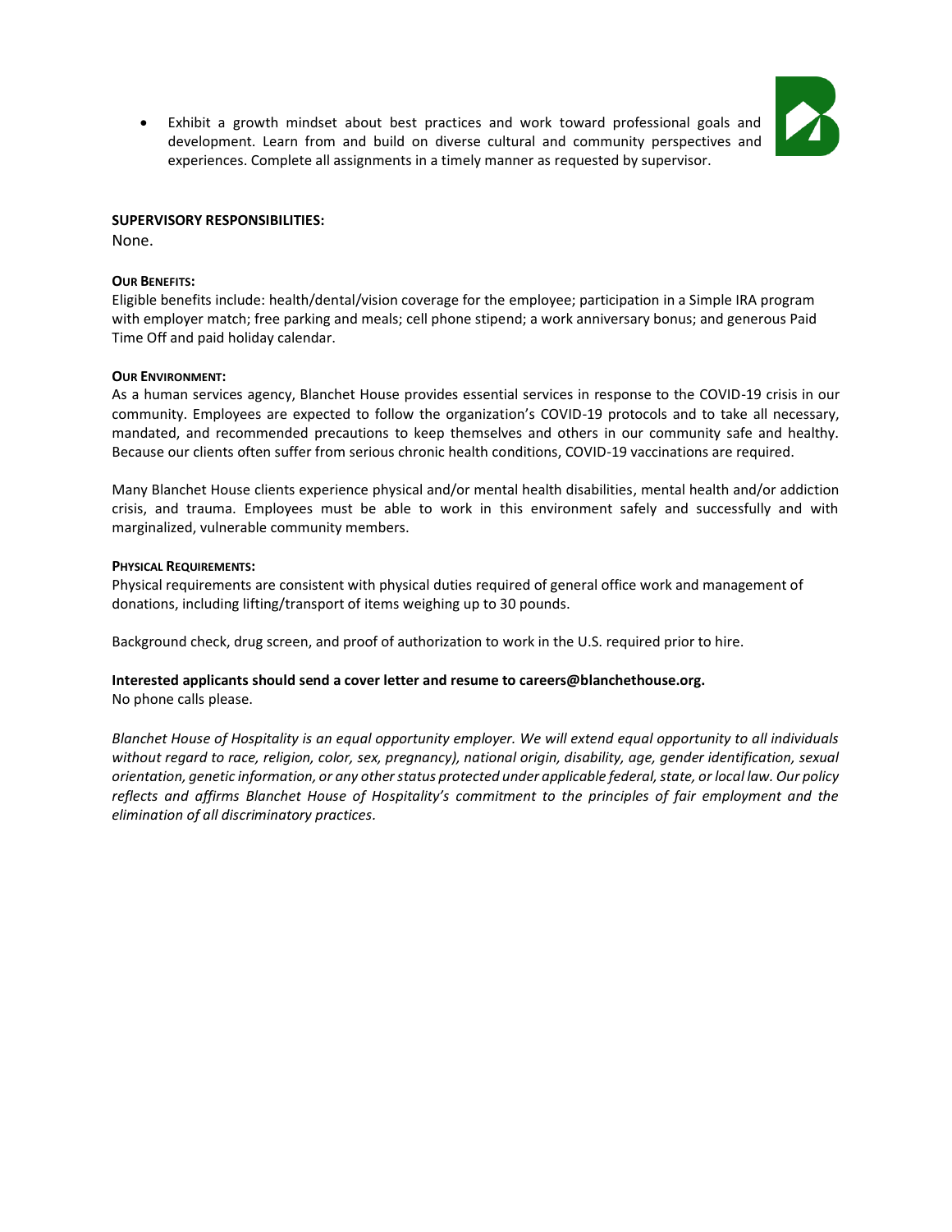- Exhibit a growth mindset about best practices and work toward professional goals and development. Learn from and build on diverse cultural and community perspectives and experiences. Complete all assignments in a timely manner as requested by supervisor.

**SUPERVISORY RESPONSIBILITIES:**

None.

**OUR BENEFITS:**

Eligible benefits include: health/dental/vision coverage for the employee; participation in a Simple IRA program with employer match; free parking and meals; cell phone stipend; a work anniversary bonus; and generous Paid Time Off and paid holiday calendar.

**OUR ENVIRONMENT:**

As a human services agency, Blanchet House provides essential services in response to the COVID-19 crisis in our community. Employees are expected to follow the organization's COVID-19 protocols and to take all necessary, mandated, and recommended precautions to keep themselves and others in our community safe and healthy. Because our clients often suffer from serious chronic health conditions, COVID-19 vaccinations are required.

Many Blanchet House clients experience physical and/or mental health disabilities, mental health and/or addiction crisis, and trauma. Employees must be able to work in this environment safely and successfully and with marginalized, vulnerable community members.

**PHYSICAL REQUIREMENTS:**

Physical requirements are consistent with physical duties required of general office work and management of donations, including lifting/transport of items weighing up to 30 pounds.

Background check, drug screen, and proof of authorization to work in the U.S. required prior to hire.

**Interested applicants should send a cover letter and resume to careers@blanchethouse.org.**
No phone calls please.

*Blanchet House of Hospitality is an equal opportunity employer. We will extend equal opportunity to all individuals without regard to race, religion, color, sex, pregnancy), national origin, disability, age, gender identification, sexual orientation, genetic information, or any other status protected under applicable federal, state, or local law. Our policy reflects and affirms Blanchet House of Hospitality's commitment to the principles of fair employment and the elimination of all discriminatory practices.*